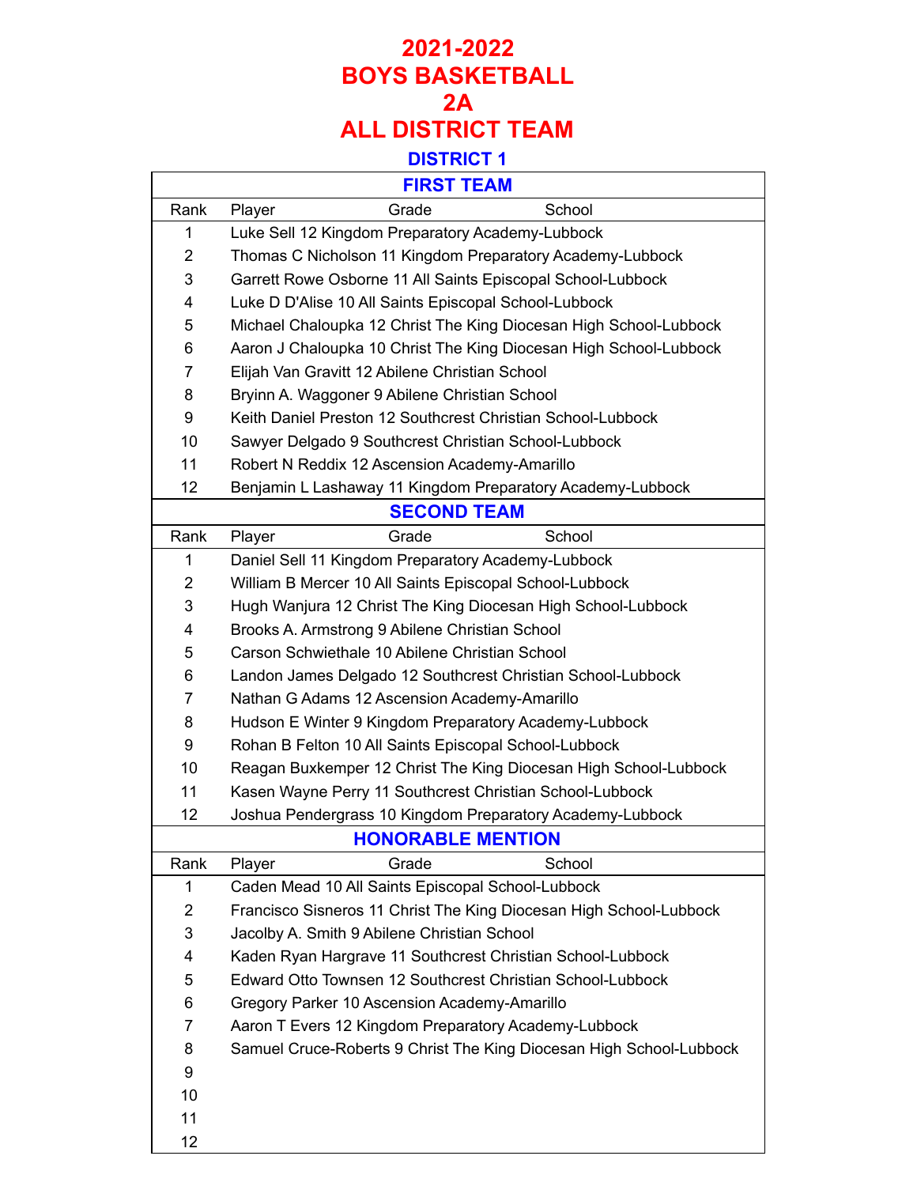# 2021-2022
# BOYS BASKETBALL
# 2A
# ALL DISTRICT TEAM

## DISTRICT 1

### FIRST TEAM

| Rank | Player | Grade | School |
|---|---|---|---|
| 1 | Luke Sell | 12 | Kingdom Preparatory Academy-Lubbock |
| 2 | Thomas C Nicholson | 11 | Kingdom Preparatory Academy-Lubbock |
| 3 | Garrett Rowe Osborne | 11 | All Saints Episcopal School-Lubbock |
| 4 | Luke D D'Alise | 10 | All Saints Episcopal School-Lubbock |
| 5 | Michael Chaloupka | 12 | Christ The King Diocesan High School-Lubbock |
| 6 | Aaron J Chaloupka | 10 | Christ The King Diocesan High School-Lubbock |
| 7 | Elijah Van Gravitt | 12 | Abilene Christian School |
| 8 | Bryinn A. Waggoner | 9 | Abilene Christian School |
| 9 | Keith Daniel Preston | 12 | Southcrest Christian School-Lubbock |
| 10 | Sawyer Delgado | 9 | Southcrest Christian School-Lubbock |
| 11 | Robert N Reddix | 12 | Ascension Academy-Amarillo |
| 12 | Benjamin L Lashaway | 11 | Kingdom Preparatory Academy-Lubbock |

### SECOND TEAM

| Rank | Player | Grade | School |
|---|---|---|---|
| 1 | Daniel Sell | 11 | Kingdom Preparatory Academy-Lubbock |
| 2 | William B Mercer | 10 | All Saints Episcopal School-Lubbock |
| 3 | Hugh Wanjura | 12 | Christ The King Diocesan High School-Lubbock |
| 4 | Brooks A. Armstrong | 9 | Abilene Christian School |
| 5 | Carson Schwiethale | 10 | Abilene Christian School |
| 6 | Landon James Delgado | 12 | Southcrest Christian School-Lubbock |
| 7 | Nathan G Adams | 12 | Ascension Academy-Amarillo |
| 8 | Hudson E Winter | 9 | Kingdom Preparatory Academy-Lubbock |
| 9 | Rohan B Felton | 10 | All Saints Episcopal School-Lubbock |
| 10 | Reagan Buxkemper | 12 | Christ The King Diocesan High School-Lubbock |
| 11 | Kasen Wayne Perry | 11 | Southcrest Christian School-Lubbock |
| 12 | Joshua Pendergrass | 10 | Kingdom Preparatory Academy-Lubbock |

### HONORABLE MENTION

| Rank | Player | Grade | School |
|---|---|---|---|
| 1 | Caden Mead | 10 | All Saints Episcopal School-Lubbock |
| 2 | Francisco Sisneros | 11 | Christ The King Diocesan High School-Lubbock |
| 3 | Jacolby A. Smith | 9 | Abilene Christian School |
| 4 | Kaden Ryan Hargrave | 11 | Southcrest Christian School-Lubbock |
| 5 | Edward Otto Townsen | 12 | Southcrest Christian School-Lubbock |
| 6 | Gregory Parker | 10 | Ascension Academy-Amarillo |
| 7 | Aaron T Evers | 12 | Kingdom Preparatory Academy-Lubbock |
| 8 | Samuel Cruce-Roberts | 9 | Christ The King Diocesan High School-Lubbock |
| 9 | | | |
| 10 | | | |
| 11 | | | |
| 12 | | | |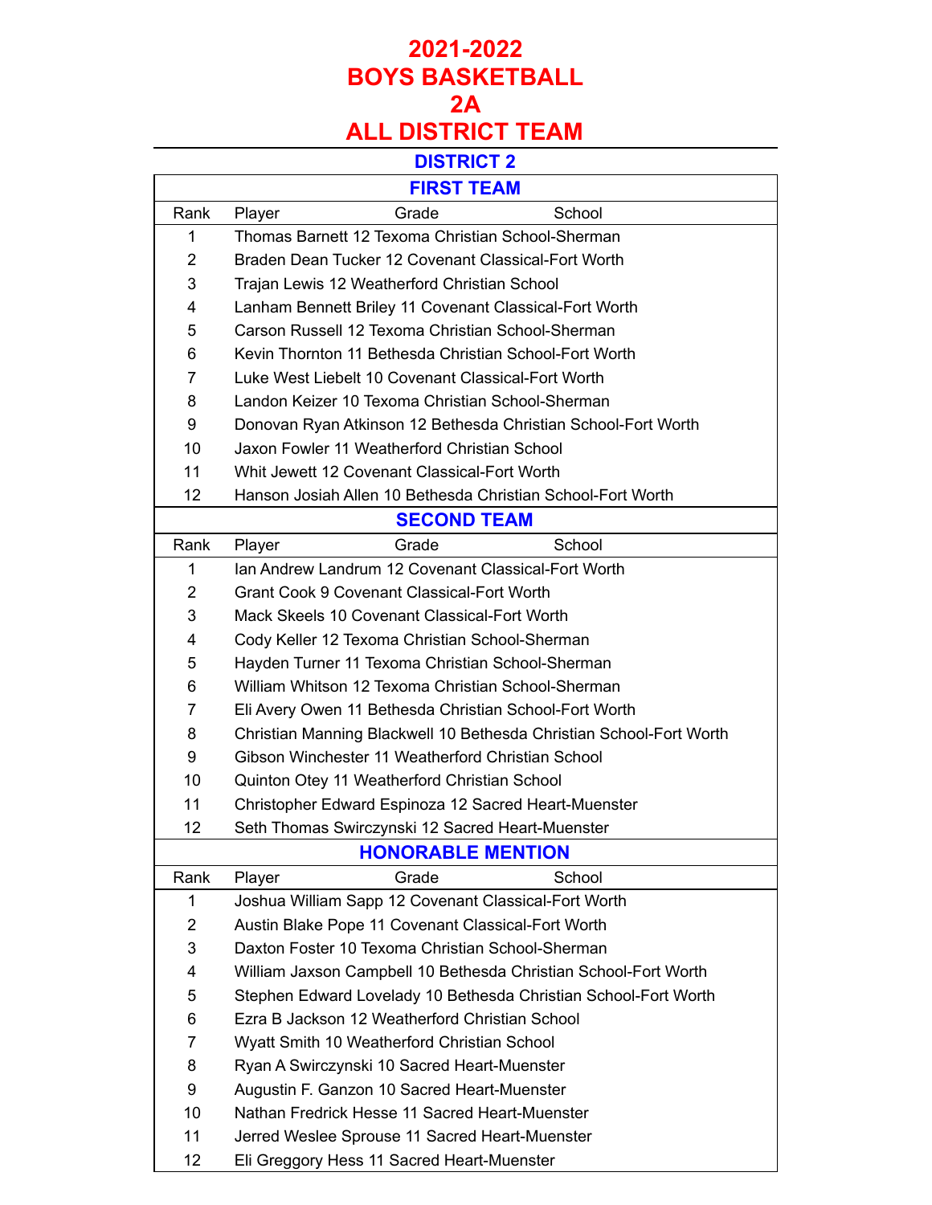# 2021-2022
# BOYS BASKETBALL
# 2A
# ALL DISTRICT TEAM

## DISTRICT 2

### FIRST TEAM

| Rank | Player | Grade | School |
|---|---|---|---|
| 1 | Thomas Barnett | 12 | Texoma Christian School-Sherman |
| 2 | Braden Dean Tucker | 12 | Covenant Classical-Fort Worth |
| 3 | Trajan Lewis | 12 | Weatherford Christian School |
| 4 | Lanham Bennett Briley | 11 | Covenant Classical-Fort Worth |
| 5 | Carson Russell | 12 | Texoma Christian School-Sherman |
| 6 | Kevin Thornton | 11 | Bethesda Christian School-Fort Worth |
| 7 | Luke West Liebelt | 10 | Covenant Classical-Fort Worth |
| 8 | Landon Keizer | 10 | Texoma Christian School-Sherman |
| 9 | Donovan Ryan Atkinson | 12 | Bethesda Christian School-Fort Worth |
| 10 | Jaxon Fowler | 11 | Weatherford Christian School |
| 11 | Whit Jewett | 12 | Covenant Classical-Fort Worth |
| 12 | Hanson Josiah Allen | 10 | Bethesda Christian School-Fort Worth |

### SECOND TEAM

| Rank | Player | Grade | School |
|---|---|---|---|
| 1 | Ian Andrew Landrum | 12 | Covenant Classical-Fort Worth |
| 2 | Grant Cook | 9 | Covenant Classical-Fort Worth |
| 3 | Mack Skeels | 10 | Covenant Classical-Fort Worth |
| 4 | Cody Keller | 12 | Texoma Christian School-Sherman |
| 5 | Hayden Turner | 11 | Texoma Christian School-Sherman |
| 6 | William Whitson | 12 | Texoma Christian School-Sherman |
| 7 | Eli Avery Owen | 11 | Bethesda Christian School-Fort Worth |
| 8 | Christian Manning Blackwell | 10 | Bethesda Christian School-Fort Worth |
| 9 | Gibson Winchester | 11 | Weatherford Christian School |
| 10 | Quinton Otey | 11 | Weatherford Christian School |
| 11 | Christopher Edward Espinoza | 12 | Sacred Heart-Muenster |
| 12 | Seth Thomas Swirczynski | 12 | Sacred Heart-Muenster |

### HONORABLE MENTION

| Rank | Player | Grade | School |
|---|---|---|---|
| 1 | Joshua William Sapp | 12 | Covenant Classical-Fort Worth |
| 2 | Austin Blake Pope | 11 | Covenant Classical-Fort Worth |
| 3 | Daxton Foster | 10 | Texoma Christian School-Sherman |
| 4 | William Jaxson Campbell | 10 | Bethesda Christian School-Fort Worth |
| 5 | Stephen Edward Lovelady | 10 | Bethesda Christian School-Fort Worth |
| 6 | Ezra B Jackson | 12 | Weatherford Christian School |
| 7 | Wyatt Smith | 10 | Weatherford Christian School |
| 8 | Ryan A Swirczynski | 10 | Sacred Heart-Muenster |
| 9 | Augustin F. Ganzon | 10 | Sacred Heart-Muenster |
| 10 | Nathan Fredrick Hesse | 11 | Sacred Heart-Muenster |
| 11 | Jerred Weslee Sprouse | 11 | Sacred Heart-Muenster |
| 12 | Eli Greggory Hess | 11 | Sacred Heart-Muenster |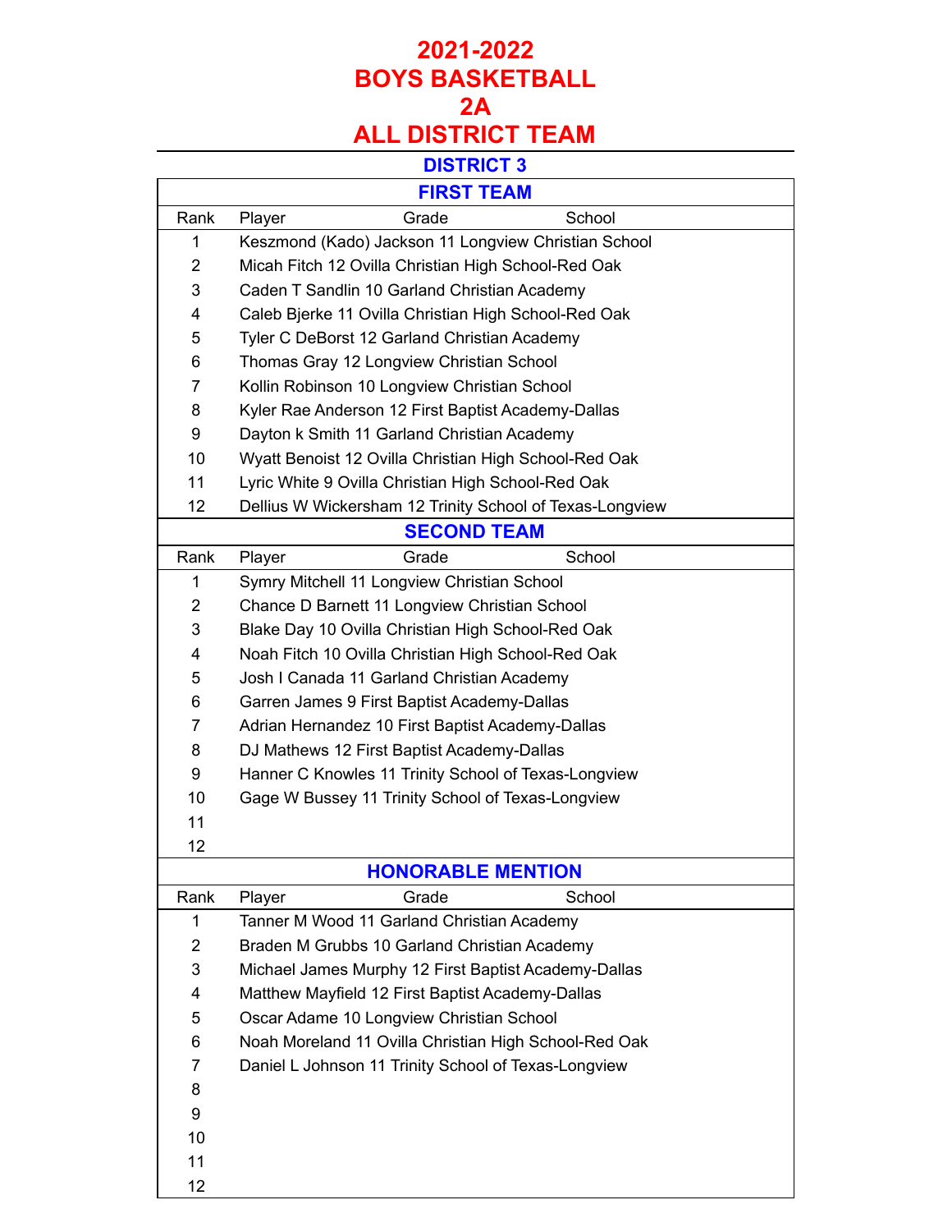# 2021-2022
# BOYS BASKETBALL
# 2A
# ALL DISTRICT TEAM

## DISTRICT 3

### FIRST TEAM

| Rank | Player | Grade | School |
|---|---|---|---|
| 1 | Keszmond (Kado) Jackson | 11 | Longview Christian School |
| 2 | Micah Fitch | 12 | Ovilla Christian High School-Red Oak |
| 3 | Caden T Sandlin | 10 | Garland Christian Academy |
| 4 | Caleb Bjerke | 11 | Ovilla Christian High School-Red Oak |
| 5 | Tyler C DeBorst | 12 | Garland Christian Academy |
| 6 | Thomas Gray | 12 | Longview Christian School |
| 7 | Kollin Robinson | 10 | Longview Christian School |
| 8 | Kyler Rae Anderson | 12 | First Baptist Academy-Dallas |
| 9 | Dayton k Smith | 11 | Garland Christian Academy |
| 10 | Wyatt Benoist | 12 | Ovilla Christian High School-Red Oak |
| 11 | Lyric White | 9 | Ovilla Christian High School-Red Oak |
| 12 | Dellius W Wickersham | 12 | Trinity School of Texas-Longview |

### SECOND TEAM

| Rank | Player | Grade | School |
|---|---|---|---|
| 1 | Symry Mitchell | 11 | Longview Christian School |
| 2 | Chance D Barnett | 11 | Longview Christian School |
| 3 | Blake Day | 10 | Ovilla Christian High School-Red Oak |
| 4 | Noah Fitch | 10 | Ovilla Christian High School-Red Oak |
| 5 | Josh I Canada | 11 | Garland Christian Academy |
| 6 | Garren James | 9 | First Baptist Academy-Dallas |
| 7 | Adrian Hernandez | 10 | First Baptist Academy-Dallas |
| 8 | DJ Mathews | 12 | First Baptist Academy-Dallas |
| 9 | Hanner C Knowles | 11 | Trinity School of Texas-Longview |
| 10 | Gage W Bussey | 11 | Trinity School of Texas-Longview |
| 11 | | | |
| 12 | | | |

### HONORABLE MENTION

| Rank | Player | Grade | School |
|---|---|---|---|
| 1 | Tanner M Wood | 11 | Garland Christian Academy |
| 2 | Braden M Grubbs | 10 | Garland Christian Academy |
| 3 | Michael James Murphy | 12 | First Baptist Academy-Dallas |
| 4 | Matthew Mayfield | 12 | First Baptist Academy-Dallas |
| 5 | Oscar Adame | 10 | Longview Christian School |
| 6 | Noah Moreland | 11 | Ovilla Christian High School-Red Oak |
| 7 | Daniel L Johnson | 11 | Trinity School of Texas-Longview |
| 8 | | | |
| 9 | | | |
| 10 | | | |
| 11 | | | |
| 12 | | | |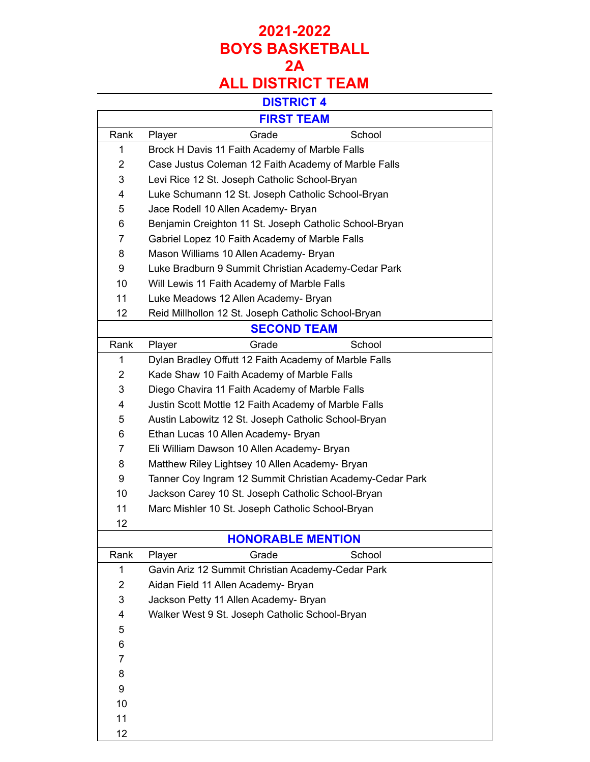# 2021-2022
# BOYS BASKETBALL
# 2A
# ALL DISTRICT TEAM

## DISTRICT 4

### FIRST TEAM

| Rank | Player | Grade | School |
|---|---|---|---|
| 1 | Brock H Davis | 11 | Faith Academy of Marble Falls |
| 2 | Case Justus Coleman | 12 | Faith Academy of Marble Falls |
| 3 | Levi Rice | 12 | St. Joseph Catholic School-Bryan |
| 4 | Luke Schumann | 12 | St. Joseph Catholic School-Bryan |
| 5 | Jace Rodell | 10 | Allen Academy- Bryan |
| 6 | Benjamin Creighton | 11 | St. Joseph Catholic School-Bryan |
| 7 | Gabriel Lopez | 10 | Faith Academy of Marble Falls |
| 8 | Mason Williams | 10 | Allen Academy- Bryan |
| 9 | Luke Bradburn | 9 | Summit Christian Academy-Cedar Park |
| 10 | Will Lewis | 11 | Faith Academy of Marble Falls |
| 11 | Luke Meadows | 12 | Allen Academy- Bryan |
| 12 | Reid Millhollon | 12 | St. Joseph Catholic School-Bryan |

### SECOND TEAM

| Rank | Player | Grade | School |
|---|---|---|---|
| 1 | Dylan Bradley Offutt | 12 | Faith Academy of Marble Falls |
| 2 | Kade Shaw | 10 | Faith Academy of Marble Falls |
| 3 | Diego Chavira | 11 | Faith Academy of Marble Falls |
| 4 | Justin Scott Mottle | 12 | Faith Academy of Marble Falls |
| 5 | Austin Labowitz | 12 | St. Joseph Catholic School-Bryan |
| 6 | Ethan Lucas | 10 | Allen Academy- Bryan |
| 7 | Eli William Dawson | 10 | Allen Academy- Bryan |
| 8 | Matthew Riley Lightsey | 10 | Allen Academy- Bryan |
| 9 | Tanner Coy Ingram | 12 | Summit Christian Academy-Cedar Park |
| 10 | Jackson Carey | 10 | St. Joseph Catholic School-Bryan |
| 11 | Marc Mishler | 10 | St. Joseph Catholic School-Bryan |
| 12 | | | |

### HONORABLE MENTION

| Rank | Player | Grade | School |
|---|---|---|---|
| 1 | Gavin Ariz | 12 | Summit Christian Academy-Cedar Park |
| 2 | Aidan Field | 11 | Allen Academy- Bryan |
| 3 | Jackson Petty | 11 | Allen Academy- Bryan |
| 4 | Walker West | 9 | St. Joseph Catholic School-Bryan |
| 5 | | | |
| 6 | | | |
| 7 | | | |
| 8 | | | |
| 9 | | | |
| 10 | | | |
| 11 | | | |
| 12 | | | |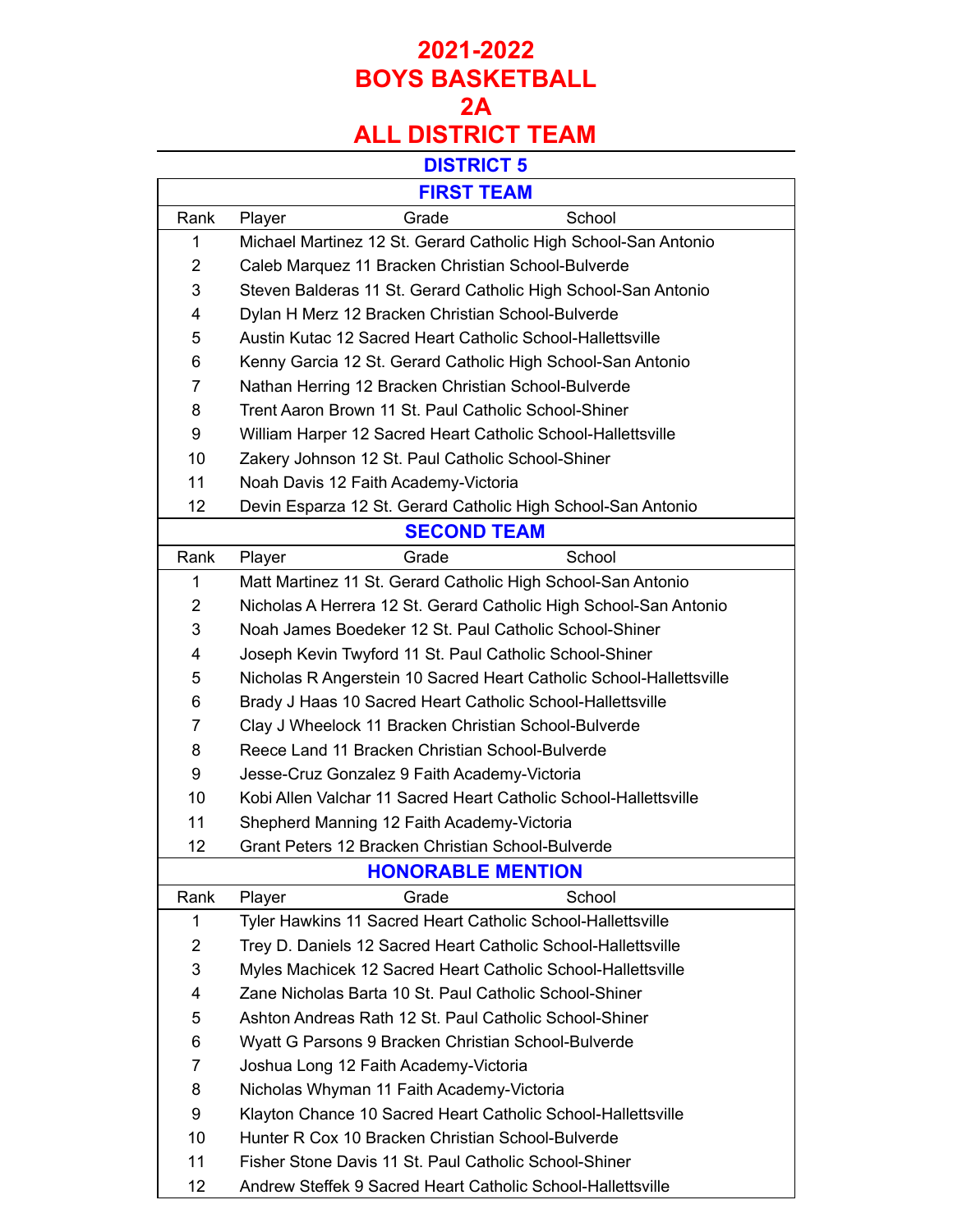# 2021-2022
# BOYS BASKETBALL
# 2A
# ALL DISTRICT TEAM

## DISTRICT 5

### FIRST TEAM

| Rank | Player | Grade | School |
|---|---|---|---|
| 1 | Michael Martinez | 12 | St. Gerard Catholic High School-San Antonio |
| 2 | Caleb Marquez | 11 | Bracken Christian School-Bulverde |
| 3 | Steven Balderas | 11 | St. Gerard Catholic High School-San Antonio |
| 4 | Dylan H Merz | 12 | Bracken Christian School-Bulverde |
| 5 | Austin Kutac | 12 | Sacred Heart Catholic School-Hallettsville |
| 6 | Kenny Garcia | 12 | St. Gerard Catholic High School-San Antonio |
| 7 | Nathan Herring | 12 | Bracken Christian School-Bulverde |
| 8 | Trent Aaron Brown | 11 | St. Paul Catholic School-Shiner |
| 9 | William Harper | 12 | Sacred Heart Catholic School-Hallettsville |
| 10 | Zakery Johnson | 12 | St. Paul Catholic School-Shiner |
| 11 | Noah Davis | 12 | Faith Academy-Victoria |
| 12 | Devin Esparza | 12 | St. Gerard Catholic High School-San Antonio |

### SECOND TEAM

| Rank | Player | Grade | School |
|---|---|---|---|
| 1 | Matt Martinez | 11 | St. Gerard Catholic High School-San Antonio |
| 2 | Nicholas A Herrera | 12 | St. Gerard Catholic High School-San Antonio |
| 3 | Noah James Boedeker | 12 | St. Paul Catholic School-Shiner |
| 4 | Joseph Kevin Twyford | 11 | St. Paul Catholic School-Shiner |
| 5 | Nicholas R Angerstein | 10 | Sacred Heart Catholic School-Hallettsville |
| 6 | Brady J Haas | 10 | Sacred Heart Catholic School-Hallettsville |
| 7 | Clay J Wheelock | 11 | Bracken Christian School-Bulverde |
| 8 | Reece Land | 11 | Bracken Christian School-Bulverde |
| 9 | Jesse-Cruz Gonzalez | 9 | Faith Academy-Victoria |
| 10 | Kobi Allen Valchar | 11 | Sacred Heart Catholic School-Hallettsville |
| 11 | Shepherd Manning | 12 | Faith Academy-Victoria |
| 12 | Grant Peters | 12 | Bracken Christian School-Bulverde |

### HONORABLE MENTION

| Rank | Player | Grade | School |
|---|---|---|---|
| 1 | Tyler Hawkins | 11 | Sacred Heart Catholic School-Hallettsville |
| 2 | Trey D. Daniels | 12 | Sacred Heart Catholic School-Hallettsville |
| 3 | Myles Machicek | 12 | Sacred Heart Catholic School-Hallettsville |
| 4 | Zane Nicholas Barta | 10 | St. Paul Catholic School-Shiner |
| 5 | Ashton Andreas Rath | 12 | St. Paul Catholic School-Shiner |
| 6 | Wyatt G Parsons | 9 | Bracken Christian School-Bulverde |
| 7 | Joshua Long | 12 | Faith Academy-Victoria |
| 8 | Nicholas Whyman | 11 | Faith Academy-Victoria |
| 9 | Klayton Chance | 10 | Sacred Heart Catholic School-Hallettsville |
| 10 | Hunter R Cox | 10 | Bracken Christian School-Bulverde |
| 11 | Fisher Stone Davis | 11 | St. Paul Catholic School-Shiner |
| 12 | Andrew Steffek | 9 | Sacred Heart Catholic School-Hallettsville |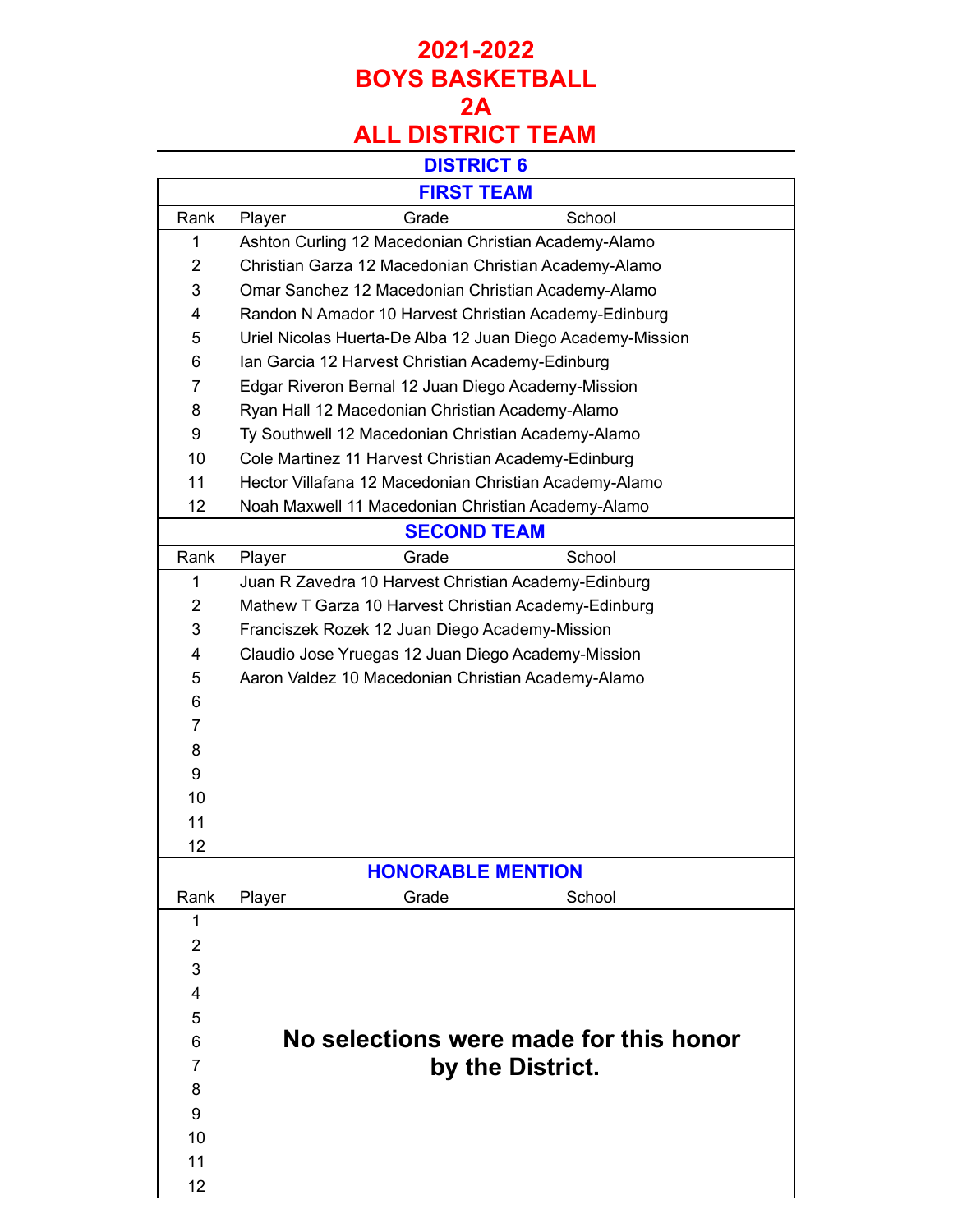# 2021-2022
# BOYS BASKETBALL
# 2A
# ALL DISTRICT TEAM

## DISTRICT 6

### FIRST TEAM

| Rank | Player | Grade | School |
|---|---|---|---|
| 1 | Ashton Curling | 12 | Macedonian Christian Academy-Alamo |
| 2 | Christian Garza | 12 | Macedonian Christian Academy-Alamo |
| 3 | Omar Sanchez | 12 | Macedonian Christian Academy-Alamo |
| 4 | Randon N Amador | 10 | Harvest Christian Academy-Edinburg |
| 5 | Uriel Nicolas Huerta-De Alba | 12 | Juan Diego Academy-Mission |
| 6 | Ian Garcia | 12 | Harvest Christian Academy-Edinburg |
| 7 | Edgar Riveron Bernal | 12 | Juan Diego Academy-Mission |
| 8 | Ryan Hall | 12 | Macedonian Christian Academy-Alamo |
| 9 | Ty Southwell | 12 | Macedonian Christian Academy-Alamo |
| 10 | Cole Martinez | 11 | Harvest Christian Academy-Edinburg |
| 11 | Hector Villafana | 12 | Macedonian Christian Academy-Alamo |
| 12 | Noah Maxwell | 11 | Macedonian Christian Academy-Alamo |

### SECOND TEAM

| Rank | Player | Grade | School |
|---|---|---|---|
| 1 | Juan R Zavedra | 10 | Harvest Christian Academy-Edinburg |
| 2 | Mathew T Garza | 10 | Harvest Christian Academy-Edinburg |
| 3 | Franciszek Rozek | 12 | Juan Diego Academy-Mission |
| 4 | Claudio Jose Yruegas | 12 | Juan Diego Academy-Mission |
| 5 | Aaron Valdez | 10 | Macedonian Christian Academy-Alamo |
| 6 | | | |
| 7 | | | |
| 8 | | | |
| 9 | | | |
| 10 | | | |
| 11 | | | |
| 12 | | | |

### HONORABLE MENTION

| Rank | Player | Grade | School |
|---|---|---|---|
| 1 | | | |
| 2 | | | |
| 3 | | | |
| 4 | | | |
| 5 | | | |
| 6 | | | |
| 7 | | | |
| 8 | | | |
| 9 | | | |
| 10 | | | |
| 11 | | | |
| 12 | | | |

**No selections were made for this honor by the District.**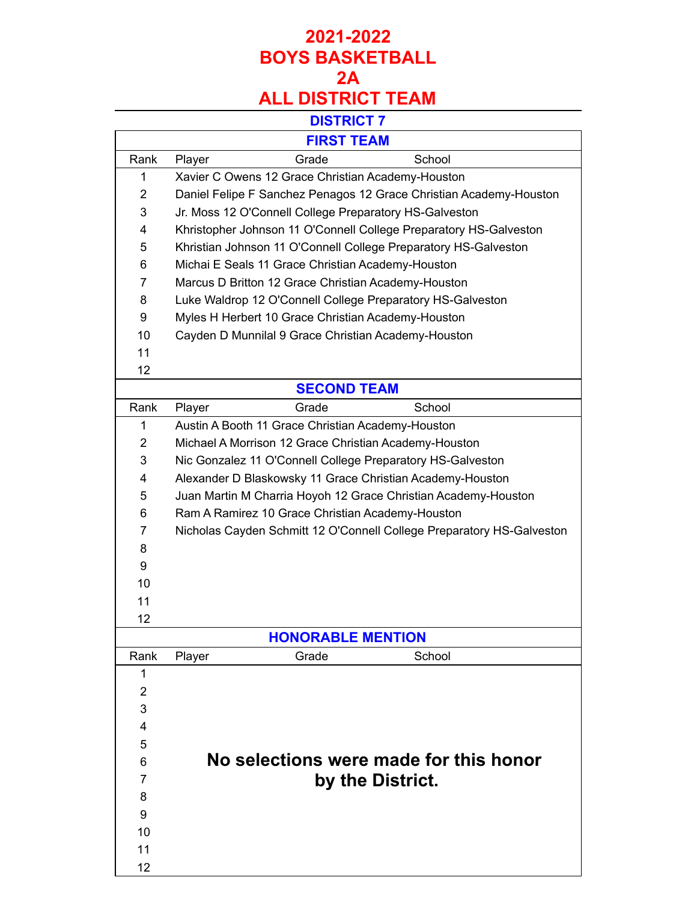# 2021-2022
# BOYS BASKETBALL
# 2A
# ALL DISTRICT TEAM

## DISTRICT 7

### FIRST TEAM

| Rank | Player | Grade | School |
|---|---|---|---|
| 1 | Xavier C Owens | 12 | Grace Christian Academy-Houston |
| 2 | Daniel Felipe F Sanchez Penagos | 12 | Grace Christian Academy-Houston |
| 3 | Jr. Moss | 12 | O'Connell College Preparatory HS-Galveston |
| 4 | Khristopher Johnson | 11 | O'Connell College Preparatory HS-Galveston |
| 5 | Khristian Johnson | 11 | O'Connell College Preparatory HS-Galveston |
| 6 | Michai E Seals | 11 | Grace Christian Academy-Houston |
| 7 | Marcus D Britton | 12 | Grace Christian Academy-Houston |
| 8 | Luke Waldrop | 12 | O'Connell College Preparatory HS-Galveston |
| 9 | Myles H Herbert | 10 | Grace Christian Academy-Houston |
| 10 | Cayden D Munnilal | 9 | Grace Christian Academy-Houston |
| 11 | | | |
| 12 | | | |

### SECOND TEAM

| Rank | Player | Grade | School |
|---|---|---|---|
| 1 | Austin A Booth | 11 | Grace Christian Academy-Houston |
| 2 | Michael A Morrison | 12 | Grace Christian Academy-Houston |
| 3 | Nic Gonzalez | 11 | O'Connell College Preparatory HS-Galveston |
| 4 | Alexander D Blaskowsky | 11 | Grace Christian Academy-Houston |
| 5 | Juan Martin M Charria Hoyoh | 12 | Grace Christian Academy-Houston |
| 6 | Ram A Ramirez | 10 | Grace Christian Academy-Houston |
| 7 | Nicholas Cayden Schmitt | 12 | O'Connell College Preparatory HS-Galveston |
| 8 | | | |
| 9 | | | |
| 10 | | | |
| 11 | | | |
| 12 | | | |

### HONORABLE MENTION

| Rank | Player | Grade | School |
|---|---|---|---|
| 1 | | | |
| 2 | | | |
| 3 | | | |
| 4 | | | |
| 5 | | | |
| 6 | | | |
| 7 | | | |
| 8 | | | |
| 9 | | | |
| 10 | | | |
| 11 | | | |
| 12 | | | |

**No selections were made for this honor by the District.**